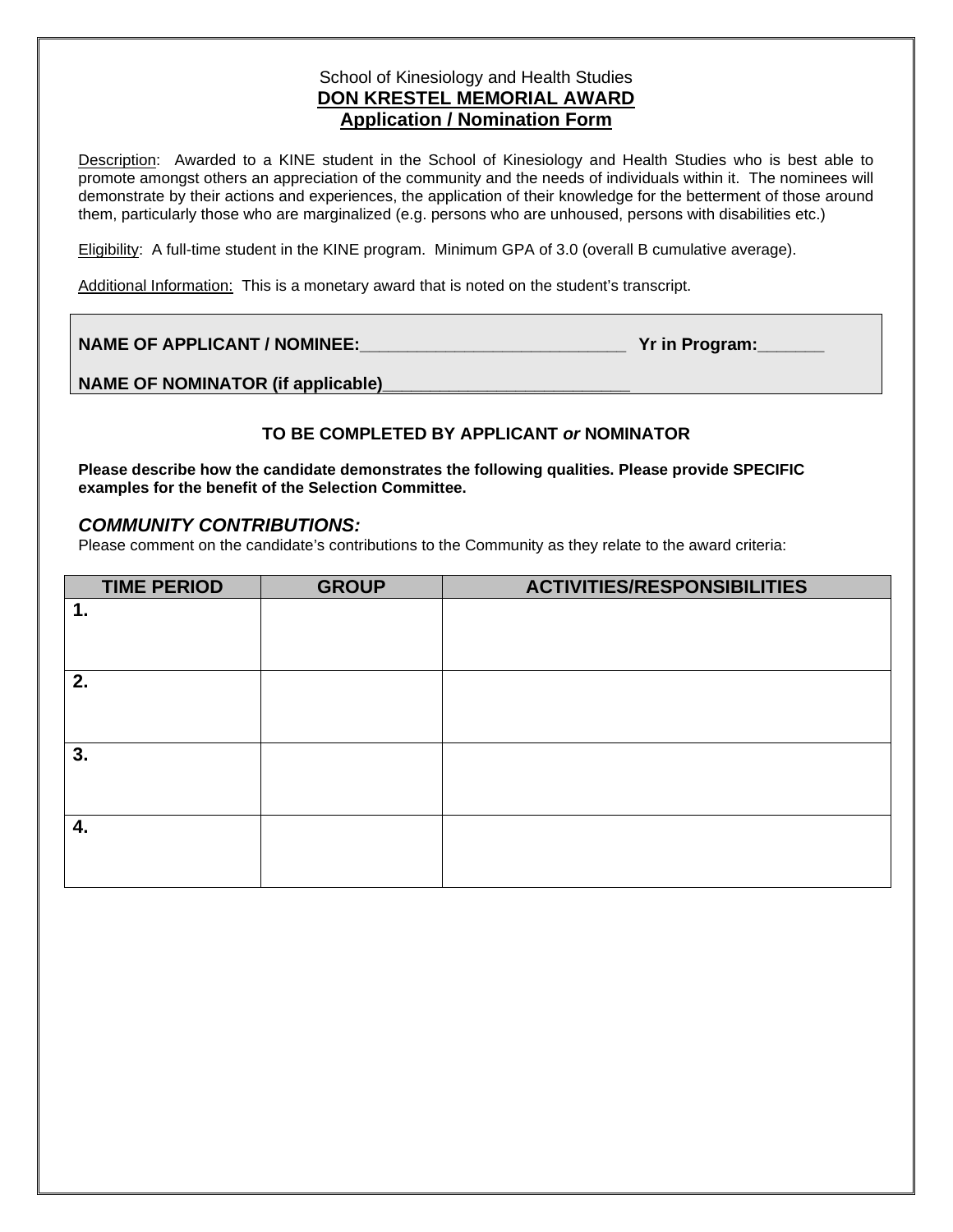School of Kinesiology and Health Studies

**DON KRESTEL MEMORIAL AWARD**

**Application / Nomination Form**

Description: Awarded to a KINE student in the School of Kinesiology and Health Studies who is best able to promote amongst others an appreciation of the community and the needs of individuals within it. The nominees will demonstrate by their actions and experiences, the application of their knowledge for the betterment of those around them, particularly those who are marginalized (e.g. persons who are unhoused, persons with disabilities etc.)

Eligibility: A full-time student in the KINE program. Minimum GPA of 3.0 (overall B cumulative average).

Additional Information: This is a monetary award that is noted on the student's transcript.

**NAME OF APPLICANT / NOMINEE:**____________________________ **Yr in Program:**_______

**NAME OF NOMINATOR (if applicable)**__________________________

**TO BE COMPLETED BY APPLICANT *or* NOMINATOR**

**Please describe how the candidate demonstrates the following qualities. Please provide SPECIFIC examples for the benefit of the Selection Committee.**

***COMMUNITY CONTRIBUTIONS:***

Please comment on the candidate's contributions to the Community as they relate to the award criteria:

| TIME PERIOD | GROUP | ACTIVITIES/RESPONSIBILITIES |
|---|---|---|
| **1.** | | |
| **2.** | | |
| **3.** | | |
| **4.** | | |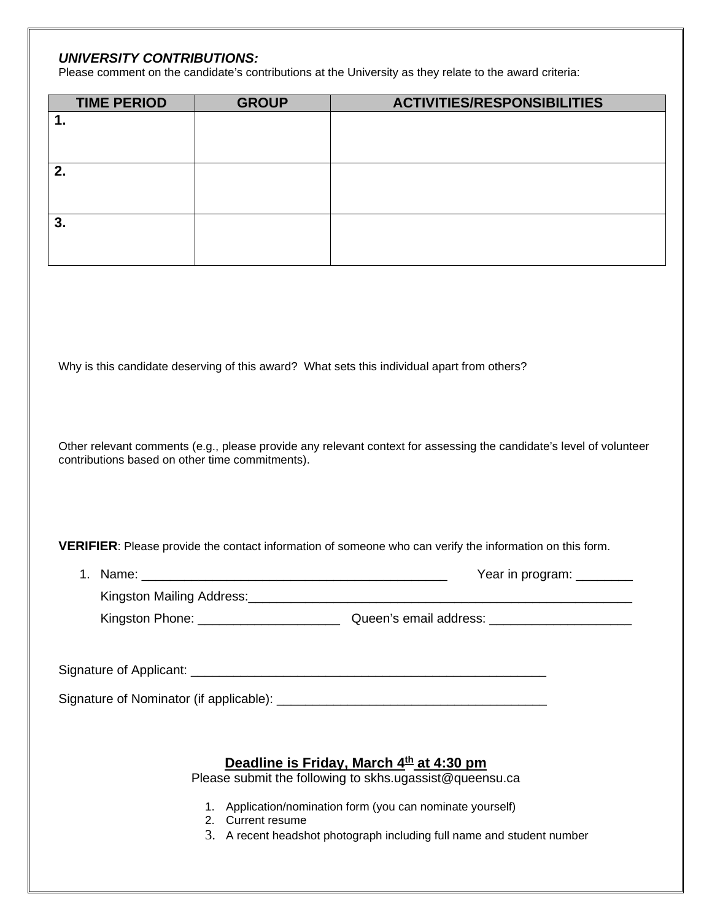***UNIVERSITY CONTRIBUTIONS:***

Please comment on the candidate's contributions at the University as they relate to the award criteria:

| TIME PERIOD | GROUP | ACTIVITIES/RESPONSIBILITIES |
|---|---|---|
| **1.** | | |
| **2.** | | |
| **3.** | | |

Why is this candidate deserving of this award? What sets this individual apart from others?

Other relevant comments (e.g., please provide any relevant context for assessing the candidate's level of volunteer contributions based on other time commitments).

**VERIFIER**: Please provide the contact information of someone who can verify the information on this form.

1. Name: ___________________________________________ Year in program: ________

   Kingston Mailing Address:_______________________________________________________

   Kingston Phone: ___________________ Queen's email address: ___________________

Signature of Applicant: __________________________________________________

Signature of Nominator (if applicable): _____________________________________

**Deadline is Friday, March 4th at 4:30 pm**

Please submit the following to skhs.ugassist@queensu.ca

1. Application/nomination form (you can nominate yourself)
2. Current resume
3. A recent headshot photograph including full name and student number